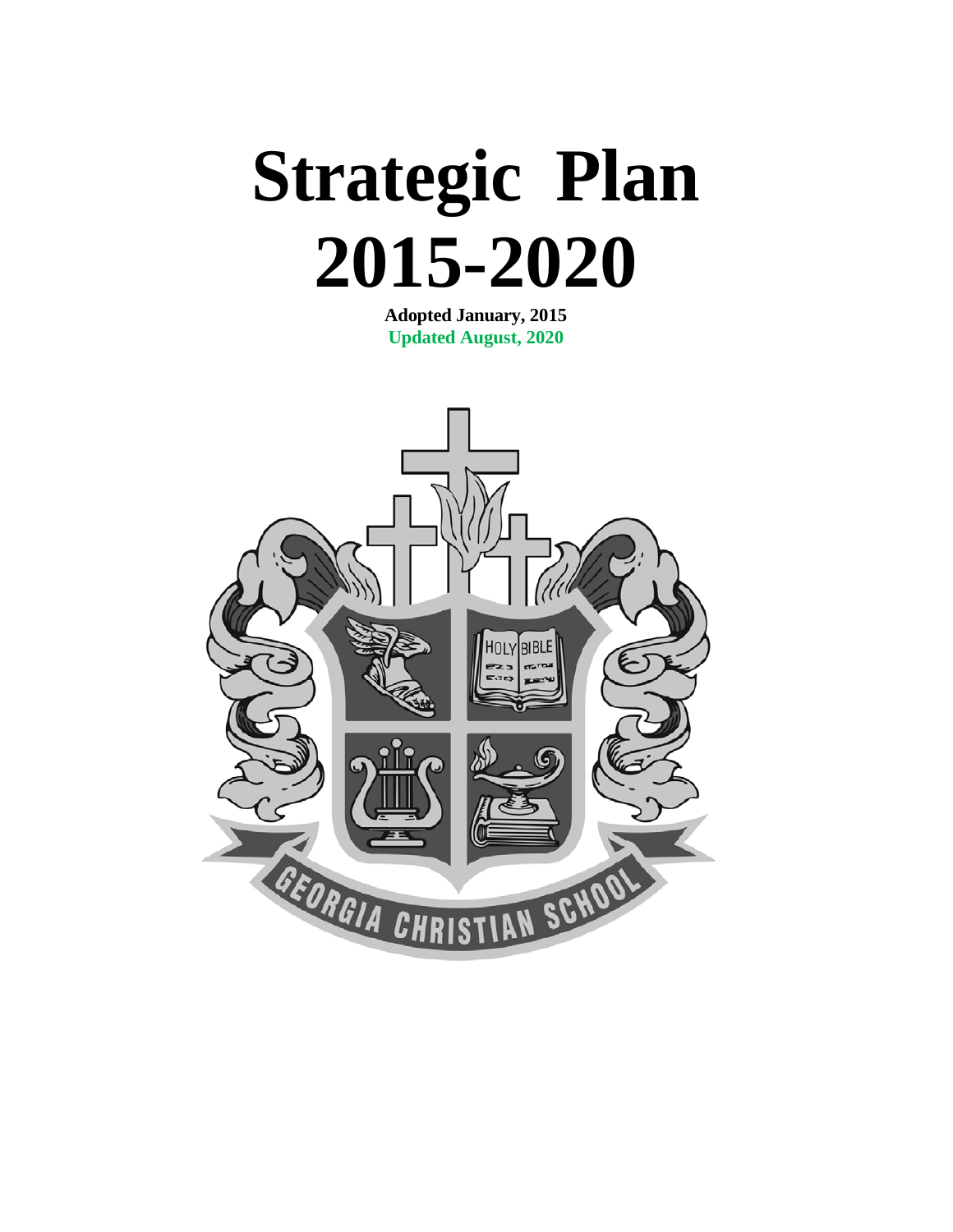# Strategic Plan 2015-2020

**Adopted January, 2015**

**Updated August, 2020**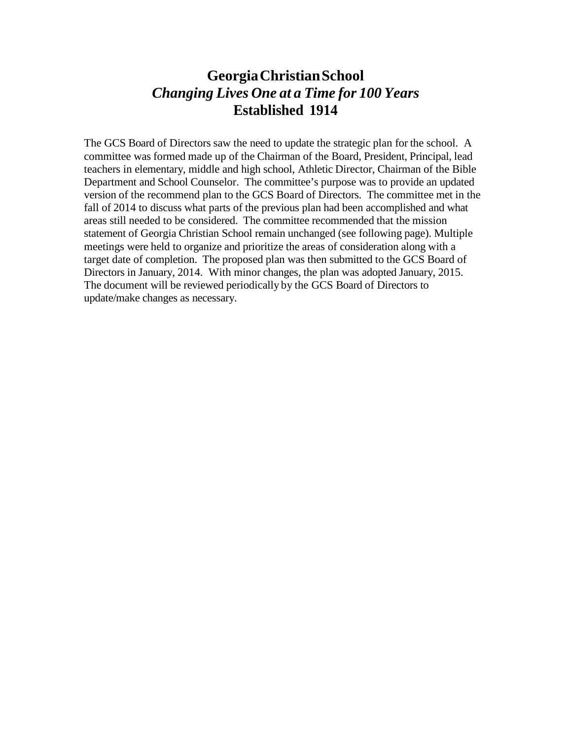# Georgia Christian School

## *Changing Lives One at a Time for 100 Years*

## Established 1914

The GCS Board of Directors saw the need to update the strategic plan for the school. A committee was formed made up of the Chairman of the Board, President, Principal, lead teachers in elementary, middle and high school, Athletic Director, Chairman of the Bible Department and School Counselor. The committee's purpose was to provide an updated version of the recommend plan to the GCS Board of Directors. The committee met in the fall of 2014 to discuss what parts of the previous plan had been accomplished and what areas still needed to be considered. The committee recommended that the mission statement of Georgia Christian School remain unchanged (see following page). Multiple meetings were held to organize and prioritize the areas of consideration along with a target date of completion. The proposed plan was then submitted to the GCS Board of Directors in January, 2014. With minor changes, the plan was adopted January, 2015. The document will be reviewed periodically by the GCS Board of Directors to update/make changes as necessary.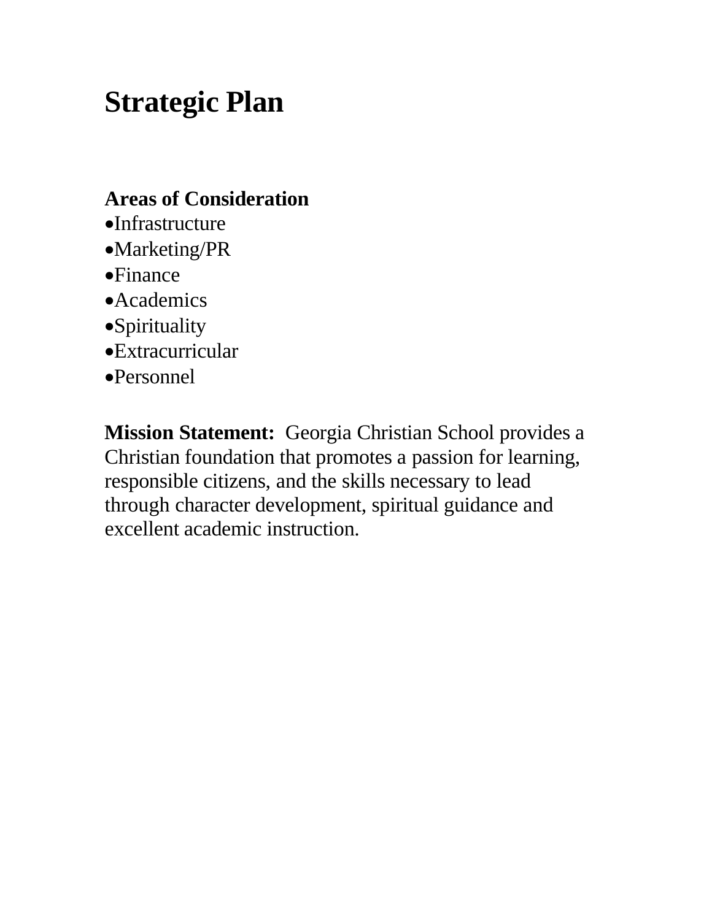# Strategic Plan

**Areas of Consideration**

- Infrastructure
- Marketing/PR
- Finance
- Academics
- Spirituality
- Extracurricular
- Personnel

**Mission Statement:** Georgia Christian School provides a Christian foundation that promotes a passion for learning, responsible citizens, and the skills necessary to lead through character development, spiritual guidance and excellent academic instruction.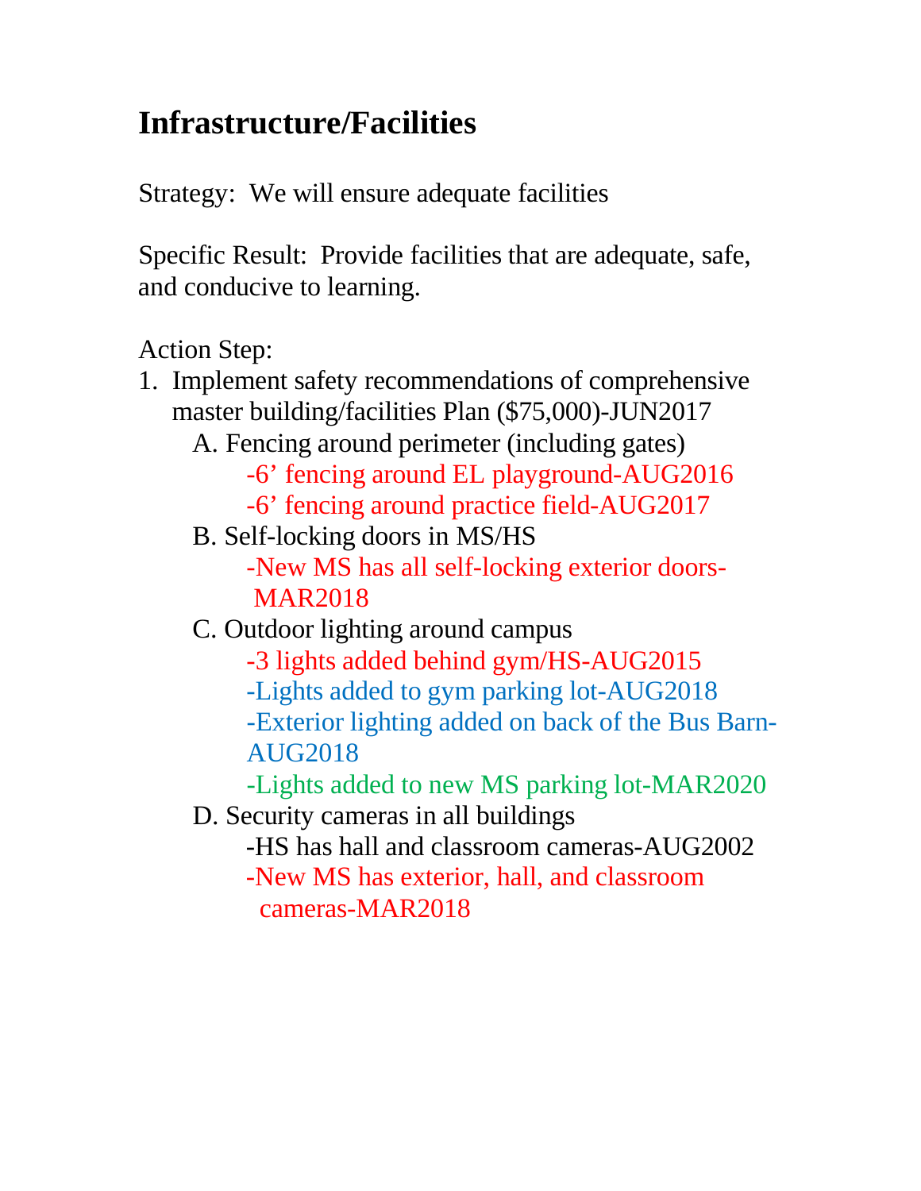# Infrastructure/Facilities

Strategy: We will ensure adequate facilities

Specific Result: Provide facilities that are adequate, safe, and conducive to learning.

Action Step:

1. Implement safety recommendations of comprehensive master building/facilities Plan ($75,000)-JUN2017
   - A. Fencing around perimeter (including gates)
     - -6' fencing around EL playground-AUG2016
     - -6' fencing around practice field-AUG2017
   - B. Self-locking doors in MS/HS
     - -New MS has all self-locking exterior doors-MAR2018
   - C. Outdoor lighting around campus
     - -3 lights added behind gym/HS-AUG2015
     - -Lights added to gym parking lot-AUG2018
     - -Exterior lighting added on back of the Bus Barn-AUG2018
     - -Lights added to new MS parking lot-MAR2020
   - D. Security cameras in all buildings
     - -HS has hall and classroom cameras-AUG2002
     - -New MS has exterior, hall, and classroom cameras-MAR2018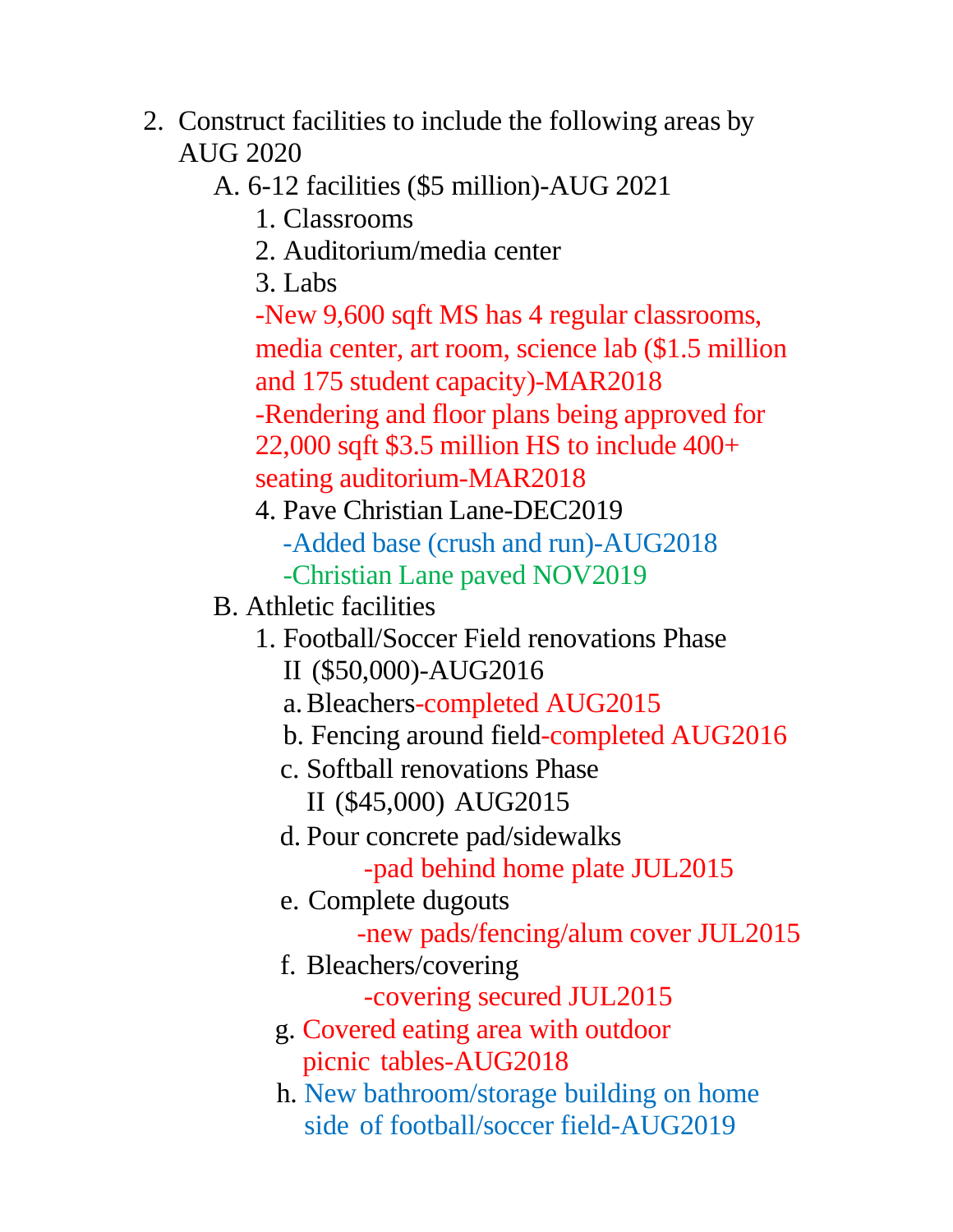2. Construct facilities to include the following areas by AUG 2020

   A. 6-12 facilities ($5 million)-AUG 2021

      1. Classrooms
      2. Auditorium/media center
      3. Labs

         -New 9,600 sqft MS has 4 regular classrooms, media center, art room, science lab ($1.5 million and 175 student capacity)-MAR2018

         -Rendering and floor plans being approved for 22,000 sqft $3.5 million HS to include 400+ seating auditorium-MAR2018

      4. Pave Christian Lane-DEC2019

         -Added base (crush and run)-AUG2018

         -Christian Lane paved NOV2019

   B. Athletic facilities

      1. Football/Soccer Field renovations Phase II ($50,000)-AUG2016

         a. Bleachers-completed AUG2015

         b. Fencing around field-completed AUG2016

         c. Softball renovations Phase II ($45,000) AUG2015

         d. Pour concrete pad/sidewalks

            -pad behind home plate JUL2015

         e. Complete dugouts

            -new pads/fencing/alum cover JUL2015

         f. Bleachers/covering

            -covering secured JUL2015

         g. Covered eating area with outdoor picnic tables-AUG2018

         h. New bathroom/storage building on home side of football/soccer field-AUG2019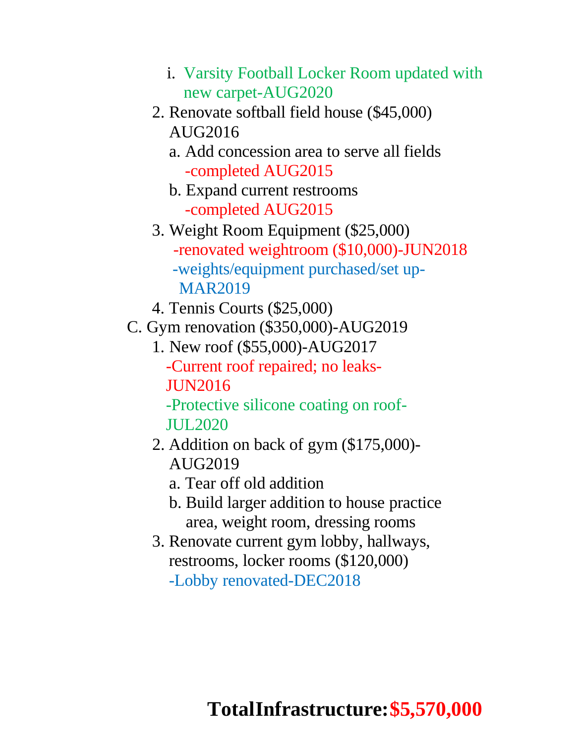i. Varsity Football Locker Room updated with new carpet-AUG2020

2. Renovate softball field house ($45,000) AUG2016
   a. Add concession area to serve all fields
      -completed AUG2015
   b. Expand current restrooms
      -completed AUG2015
3. Weight Room Equipment ($25,000)
   -renovated weightroom ($10,000)-JUN2018
   -weights/equipment purchased/set up-MAR2019
4. Tennis Courts ($25,000)

C. Gym renovation ($350,000)-AUG2019
1. New roof ($55,000)-AUG2017
   -Current roof repaired; no leaks-JUN2016
   -Protective silicone coating on roof-JUL2020
2. Addition on back of gym ($175,000)-AUG2019
   a. Tear off old addition
   b. Build larger addition to house practice area, weight room, dressing rooms
3. Renovate current gym lobby, hallways, restrooms, locker rooms ($120,000)
   -Lobby renovated-DEC2018

**TotalInfrastructure:$5,570,000**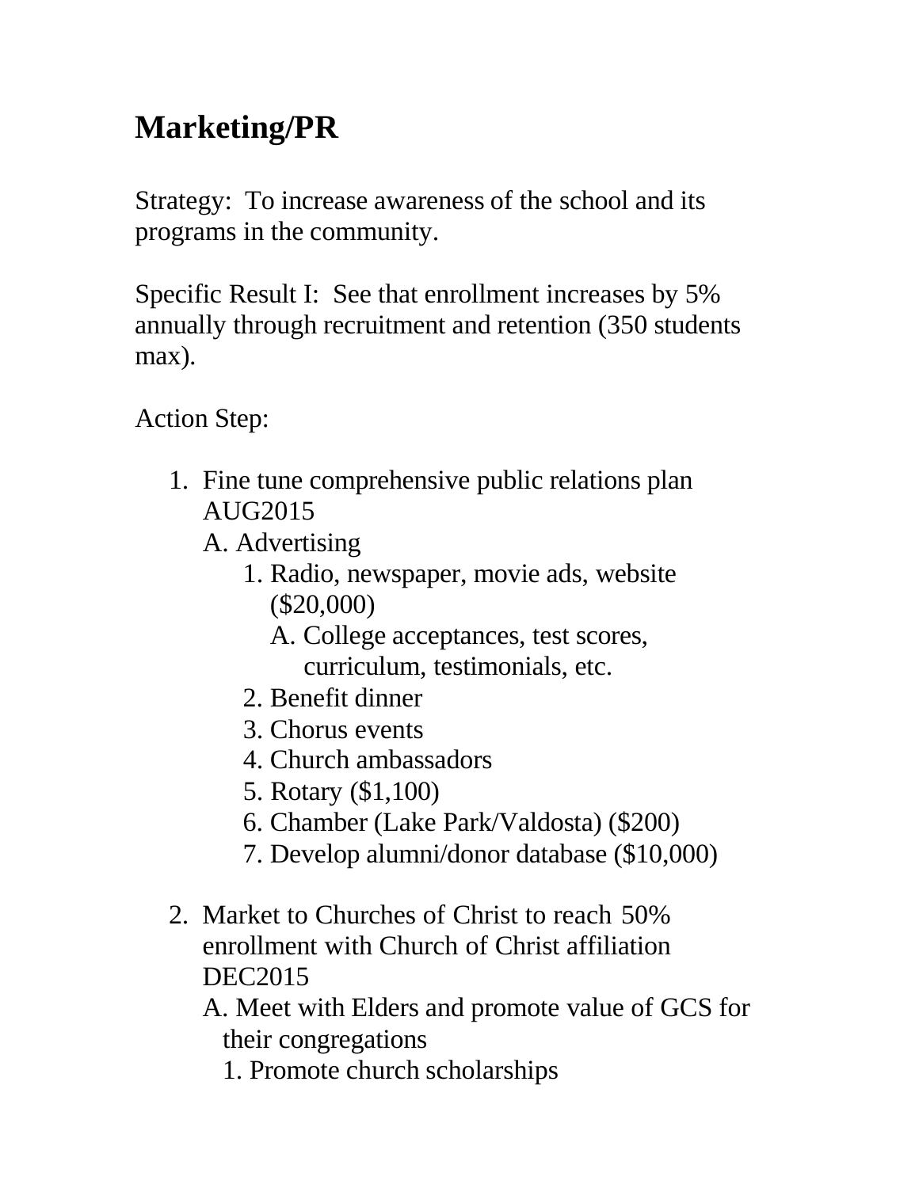# Marketing/PR

Strategy: To increase awareness of the school and its programs in the community.

Specific Result I: See that enrollment increases by 5% annually through recruitment and retention (350 students max).

Action Step:

1. Fine tune comprehensive public relations plan AUG2015
   
   A. Advertising
   
   1. Radio, newspaper, movie ads, website ($20,000)
      
      A. College acceptances, test scores, curriculum, testimonials, etc.
   2. Benefit dinner
   3. Chorus events
   4. Church ambassadors
   5. Rotary ($1,100)
   6. Chamber (Lake Park/Valdosta) ($200)
   7. Develop alumni/donor database ($10,000)

2. Market to Churches of Christ to reach 50% enrollment with Church of Christ affiliation DEC2015
   
   A. Meet with Elders and promote value of GCS for their congregations
   
   1. Promote church scholarships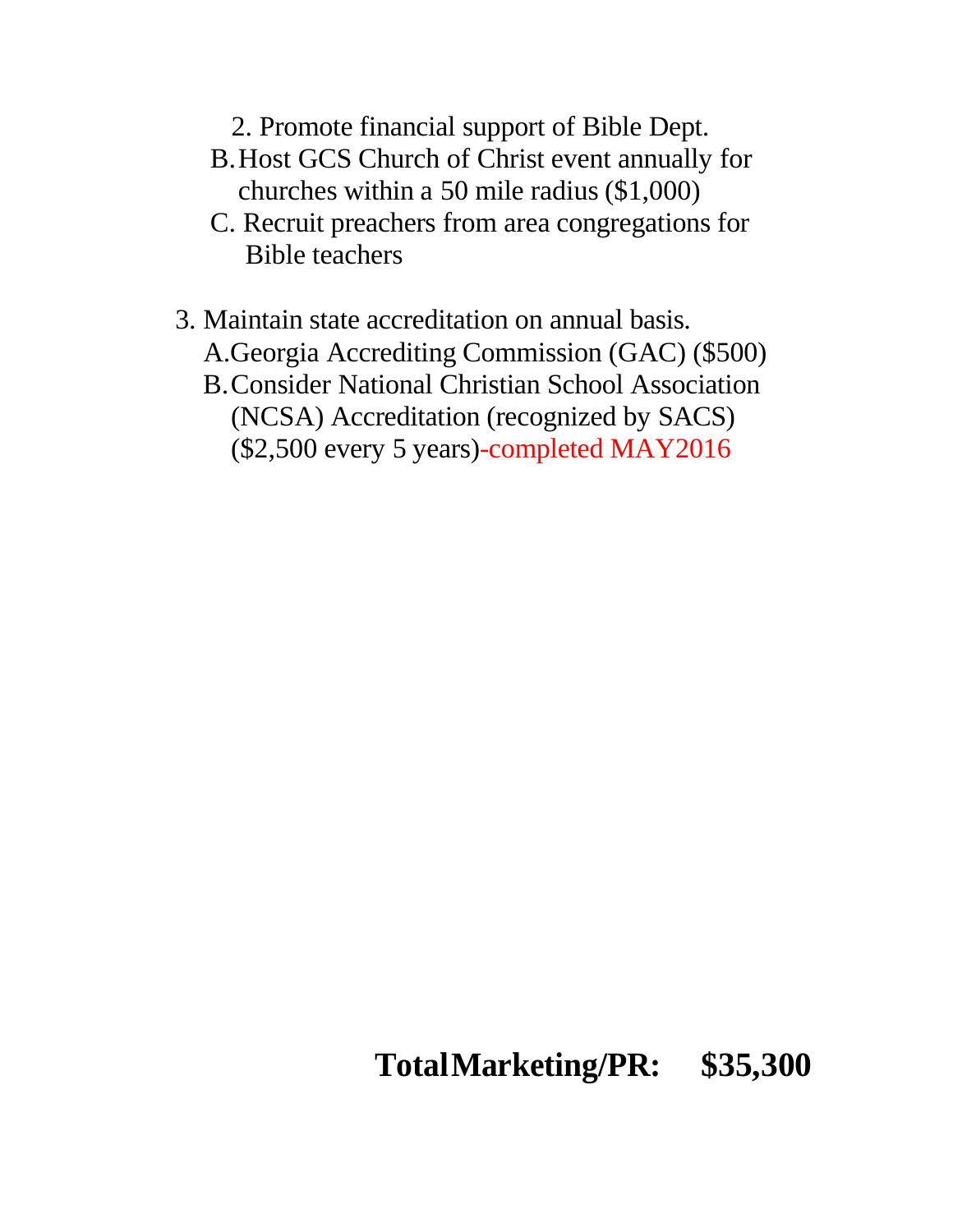2. Promote financial support of Bible Dept.

B. Host GCS Church of Christ event annually for churches within a 50 mile radius ($1,000)

C. Recruit preachers from area congregations for Bible teachers

3. Maintain state accreditation on annual basis.
   - A. Georgia Accrediting Commission (GAC) ($500)
   - B. Consider National Christian School Association (NCSA) Accreditation (recognized by SACS) ($2,500 every 5 years)-completed MAY2016

**Total Marketing/PR: $35,300**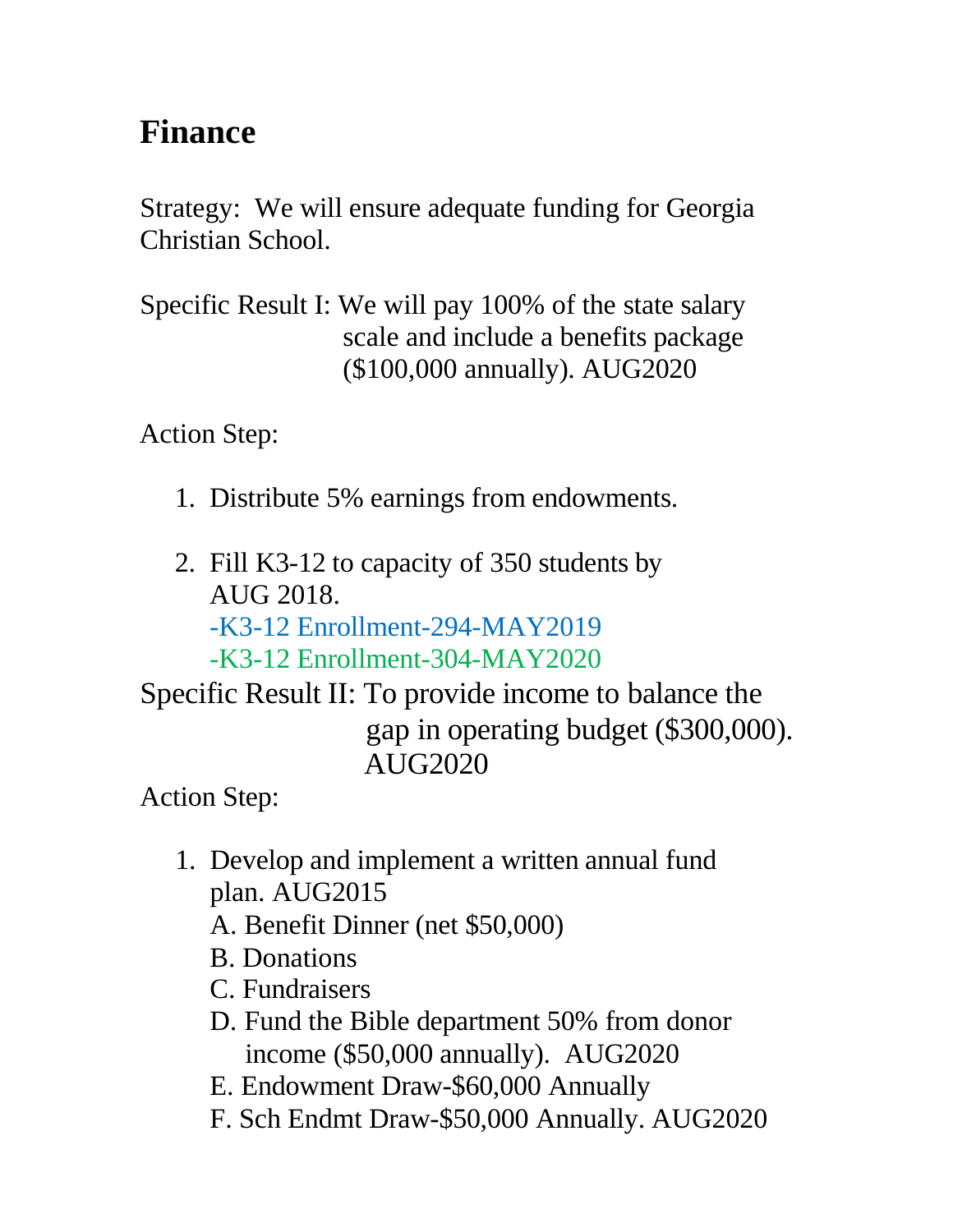# Finance

Strategy: We will ensure adequate funding for Georgia Christian School.

Specific Result I: We will pay 100% of the state salary scale and include a benefits package ($100,000 annually). AUG2020

Action Step:

1. Distribute 5% earnings from endowments.

2. Fill K3-12 to capacity of 350 students by AUG 2018.
   -K3-12 Enrollment-294-MAY2019
   -K3-12 Enrollment-304-MAY2020

Specific Result II: To provide income to balance the gap in operating budget ($300,000). AUG2020

Action Step:

1. Develop and implement a written annual fund plan. AUG2015
   A. Benefit Dinner (net $50,000)
   B. Donations
   C. Fundraisers
   D. Fund the Bible department 50% from donor income ($50,000 annually). AUG2020
   E. Endowment Draw-$60,000 Annually
   F. Sch Endmt Draw-$50,000 Annually. AUG2020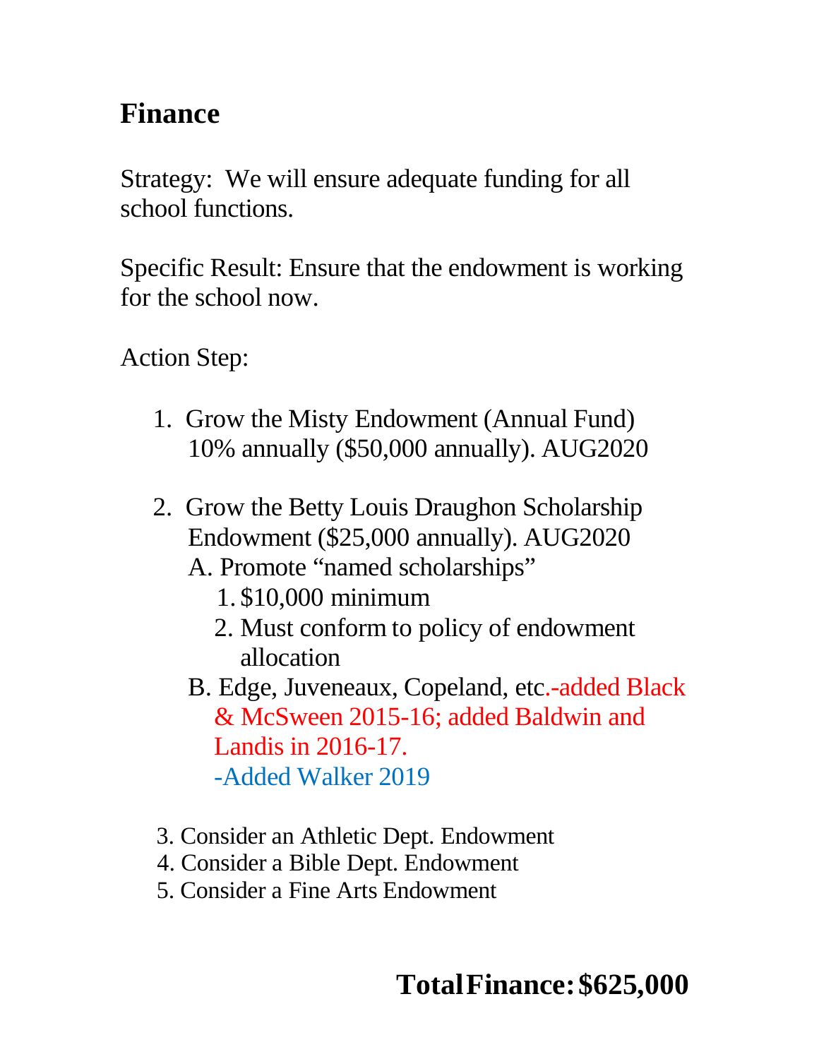# Finance

Strategy: We will ensure adequate funding for all school functions.

Specific Result: Ensure that the endowment is working for the school now.

Action Step:

1. Grow the Misty Endowment (Annual Fund) 10% annually ($50,000 annually). AUG2020

2. Grow the Betty Louis Draughon Scholarship Endowment ($25,000 annually). AUG2020
   - A. Promote "named scholarships"
     1. $10,000 minimum
     2. Must conform to policy of endowment allocation
   - B. Edge, Juveneaux, Copeland, etc.-added Black & McSween 2015-16; added Baldwin and Landis in 2016-17.
     -Added Walker 2019

3. Consider an Athletic Dept. Endowment
4. Consider a Bible Dept. Endowment
5. Consider a Fine Arts Endowment

**Total Finance: $625,000**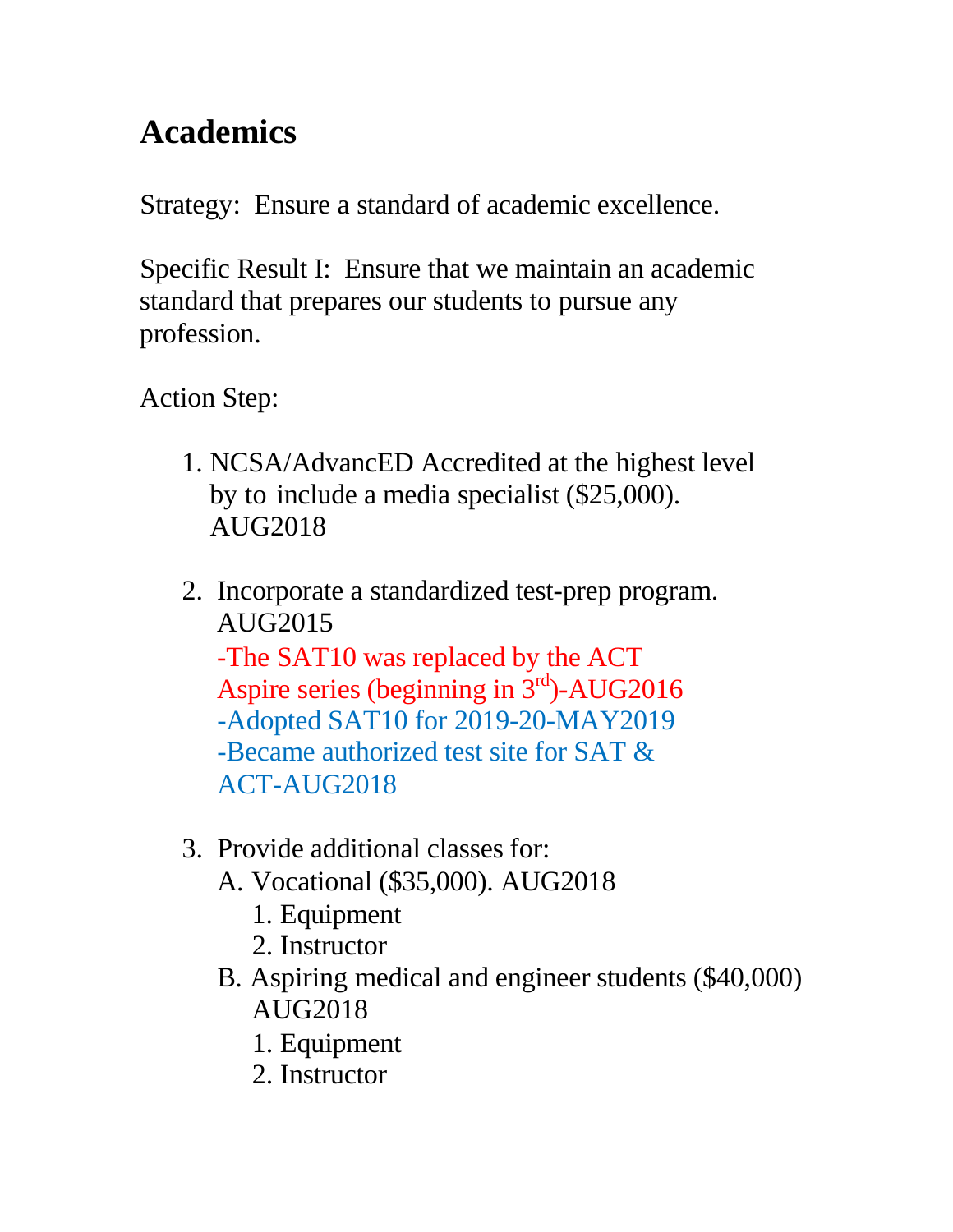# Academics

Strategy: Ensure a standard of academic excellence.

Specific Result I: Ensure that we maintain an academic standard that prepares our students to pursue any profession.

Action Step:

1. NCSA/AdvancED Accredited at the highest level by to include a media specialist ($25,000). AUG2018

2. Incorporate a standardized test-prep program. AUG2015
   -The SAT10 was replaced by the ACT Aspire series (beginning in 3rd)-AUG2016
   -Adopted SAT10 for 2019-20-MAY2019
   -Became authorized test site for SAT & ACT-AUG2018

3. Provide additional classes for:
   A. Vocational ($35,000). AUG2018
      1. Equipment
      2. Instructor
   B. Aspiring medical and engineer students ($40,000) AUG2018
      1. Equipment
      2. Instructor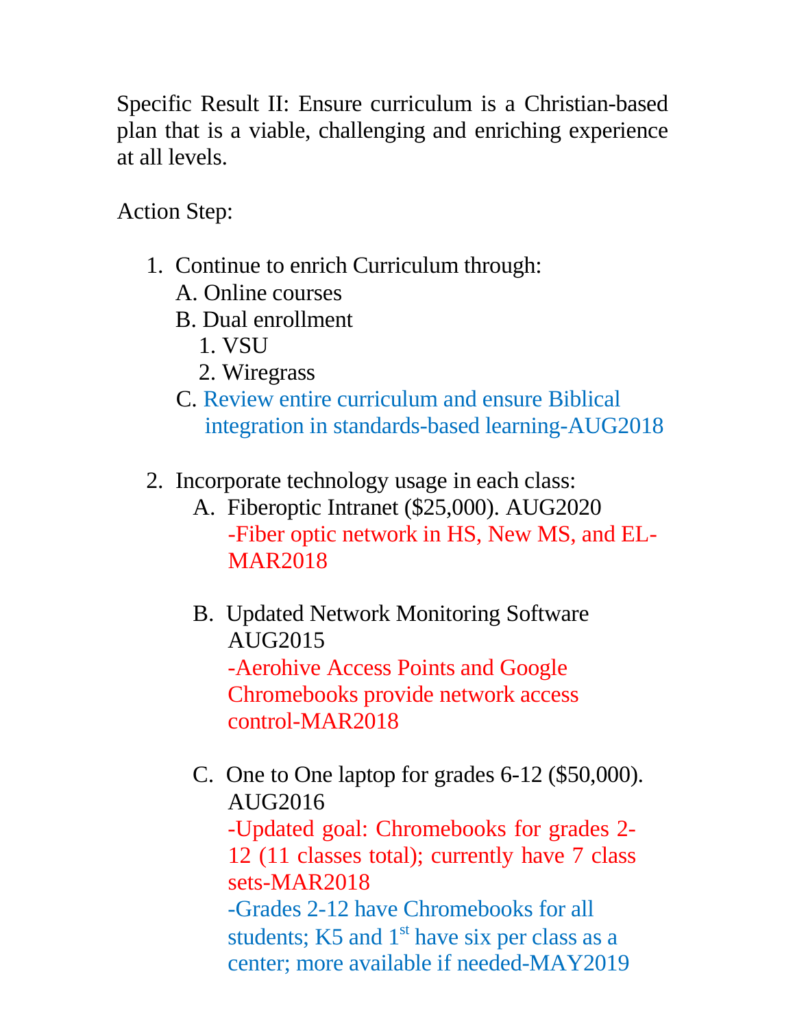Specific Result II: Ensure curriculum is a Christian-based plan that is a viable, challenging and enriching experience at all levels.

Action Step:

1. Continue to enrich Curriculum through:
   A. Online courses
   B. Dual enrollment
      1. VSU
      2. Wiregrass
   C. Review entire curriculum and ensure Biblical integration in standards-based learning-AUG2018

2. Incorporate technology usage in each class:
   A. Fiberoptic Intranet ($25,000). AUG2020
      -Fiber optic network in HS, New MS, and EL-MAR2018

   B. Updated Network Monitoring Software AUG2015
      -Aerohive Access Points and Google Chromebooks provide network access control-MAR2018

   C. One to One laptop for grades 6-12 ($50,000). AUG2016
      -Updated goal: Chromebooks for grades 2-12 (11 classes total); currently have 7 class sets-MAR2018
      -Grades 2-12 have Chromebooks for all students; K5 and 1st have six per class as a center; more available if needed-MAY2019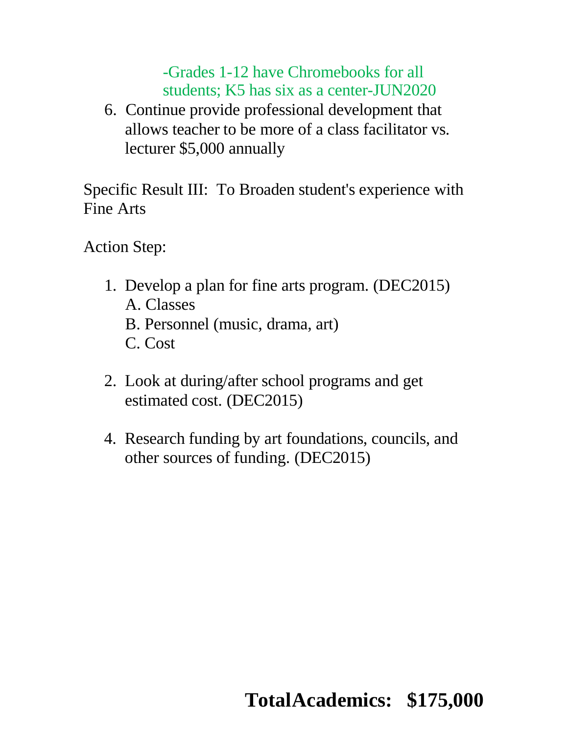-Grades 1-12 have Chromebooks for all students; K5 has six as a center-JUN2020

6. Continue provide professional development that allows teacher to be more of a class facilitator vs. lecturer $5,000 annually

Specific Result III: To Broaden student's experience with Fine Arts

Action Step:

1. Develop a plan for fine arts program. (DEC2015)
   A. Classes
   B. Personnel (music, drama, art)
   C. Cost

2. Look at during/after school programs and get estimated cost. (DEC2015)

4. Research funding by art foundations, councils, and other sources of funding. (DEC2015)

**TotalAcademics: $175,000**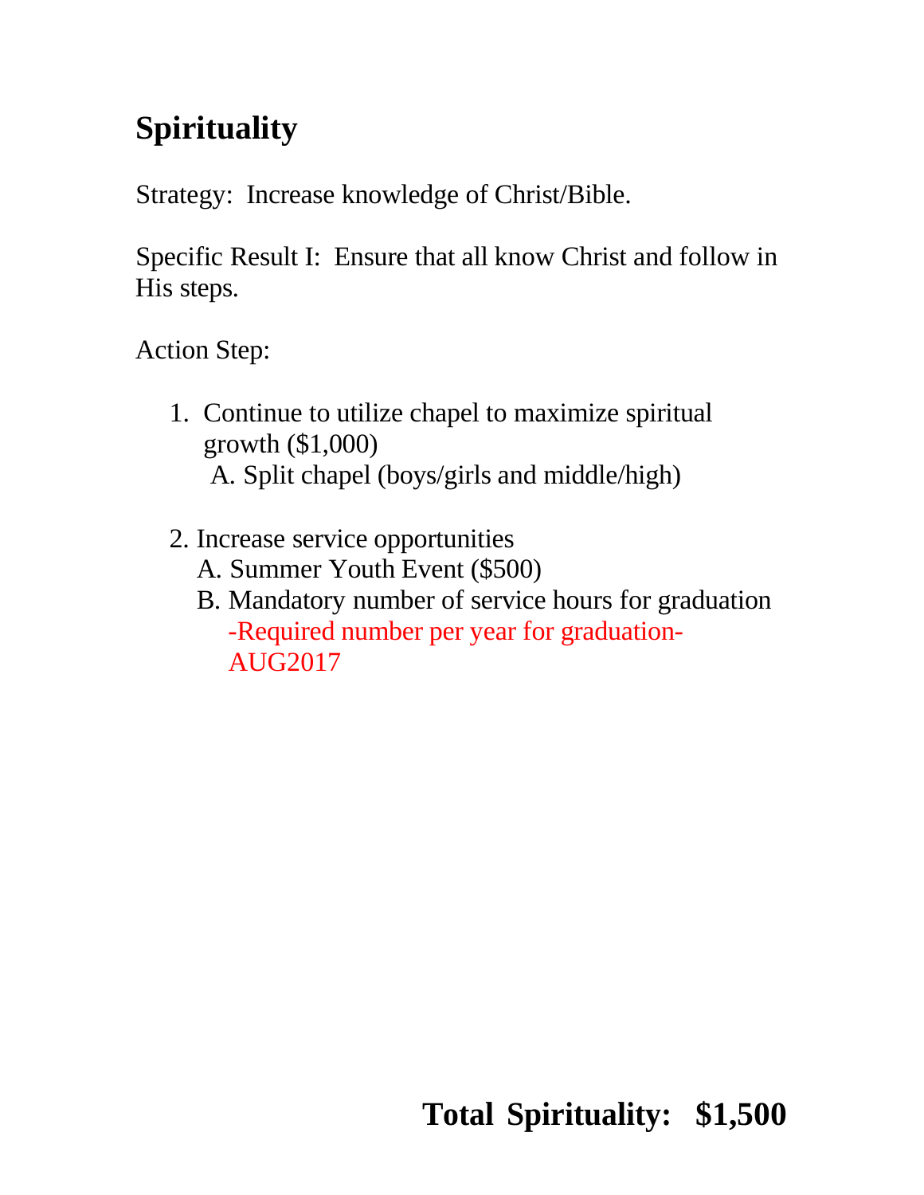# Spirituality

Strategy: Increase knowledge of Christ/Bible.

Specific Result I: Ensure that all know Christ and follow in His steps.

Action Step:

1. Continue to utilize chapel to maximize spiritual growth ($1,000)
   A. Split chapel (boys/girls and middle/high)

2. Increase service opportunities
   A. Summer Youth Event ($500)
   B. Mandatory number of service hours for graduation
      -Required number per year for graduation-AUG2017

**Total Spirituality: $1,500**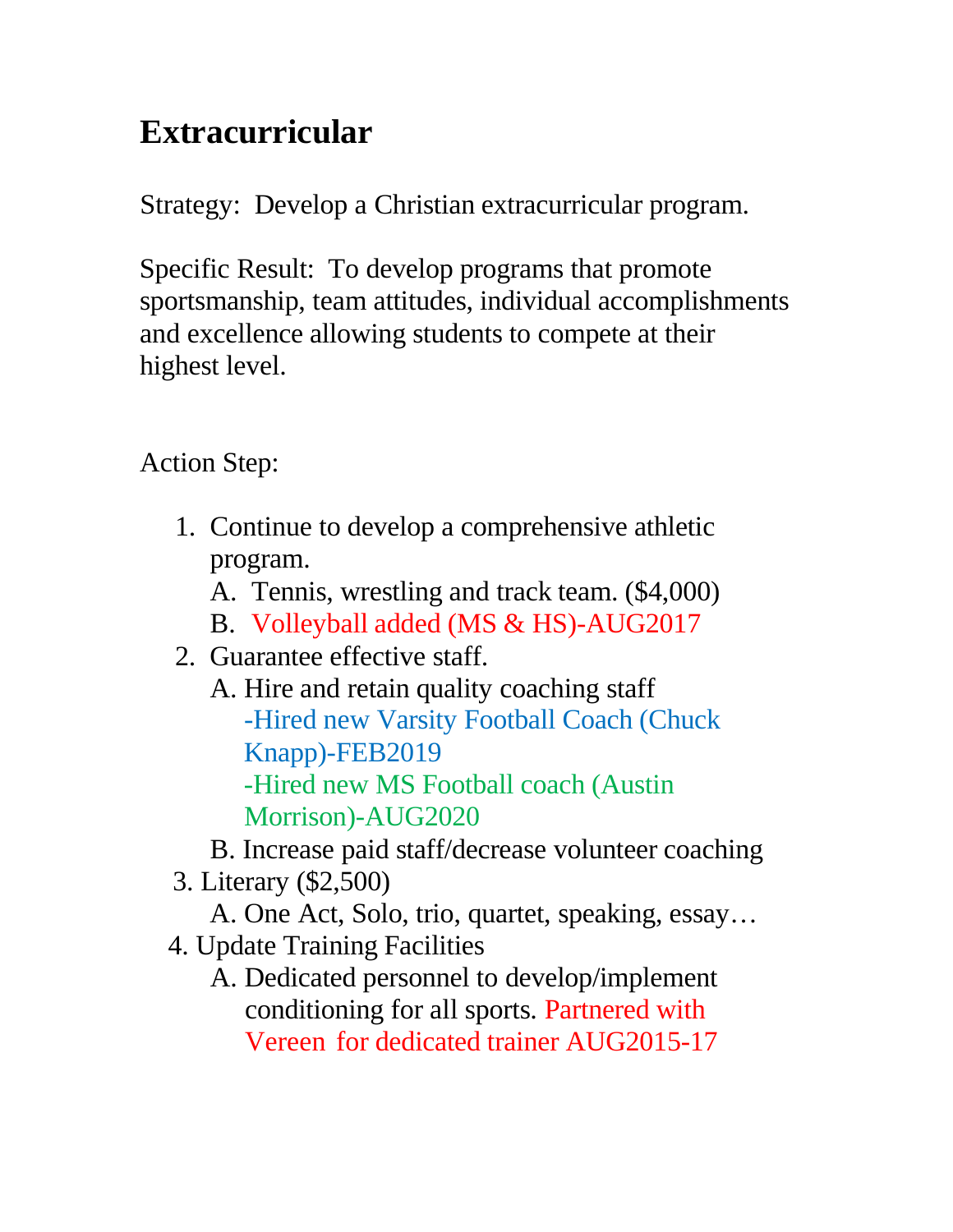# Extracurricular

Strategy: Develop a Christian extracurricular program.

Specific Result: To develop programs that promote sportsmanship, team attitudes, individual accomplishments and excellence allowing students to compete at their highest level.

Action Step:

1. Continue to develop a comprehensive athletic program.
   - A. Tennis, wrestling and track team. ($4,000)
   - B. Volleyball added (MS & HS)-AUG2017
2. Guarantee effective staff.
   - A. Hire and retain quality coaching staff
     - -Hired new Varsity Football Coach (Chuck Knapp)-FEB2019
     - -Hired new MS Football coach (Austin Morrison)-AUG2020
   - B. Increase paid staff/decrease volunteer coaching
3. Literary ($2,500)
   - A. One Act, Solo, trio, quartet, speaking, essay…
4. Update Training Facilities
   - A. Dedicated personnel to develop/implement conditioning for all sports. Partnered with Vereen for dedicated trainer AUG2015-17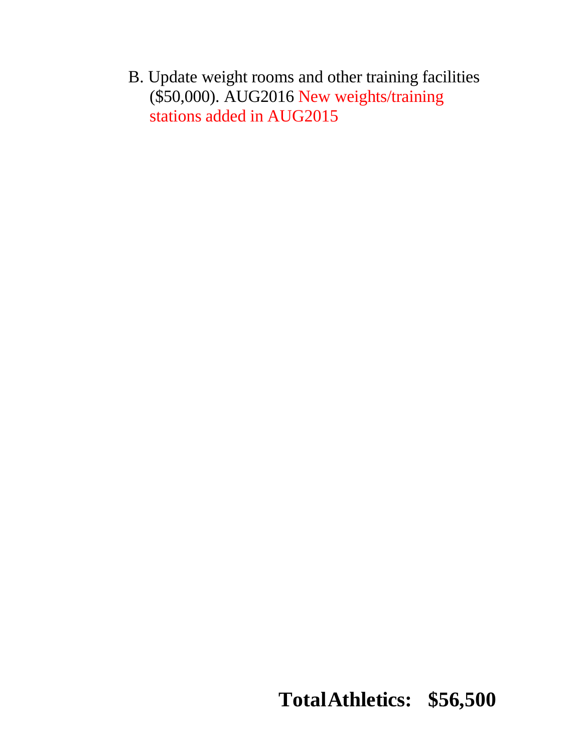B. Update weight rooms and other training facilities ($50,000). AUG2016 New weights/training stations added in AUG2015

**Total Athletics: $56,500**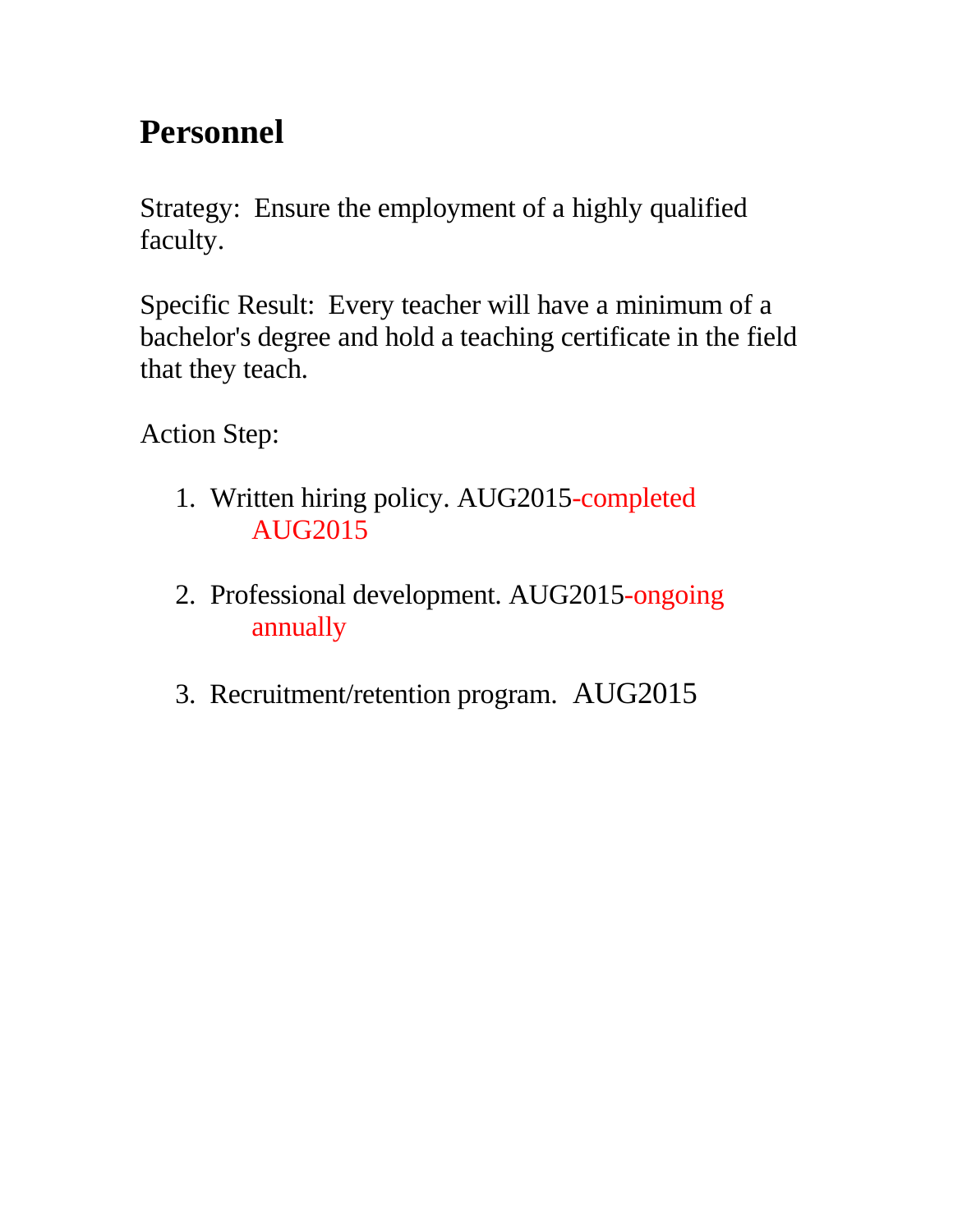## Personnel

Strategy: Ensure the employment of a highly qualified faculty.

Specific Result: Every teacher will have a minimum of a bachelor's degree and hold a teaching certificate in the field that they teach.

Action Step:

1. Written hiring policy. AUG2015-completed AUG2015

2. Professional development. AUG2015-ongoing annually

3. Recruitment/retention program. AUG2015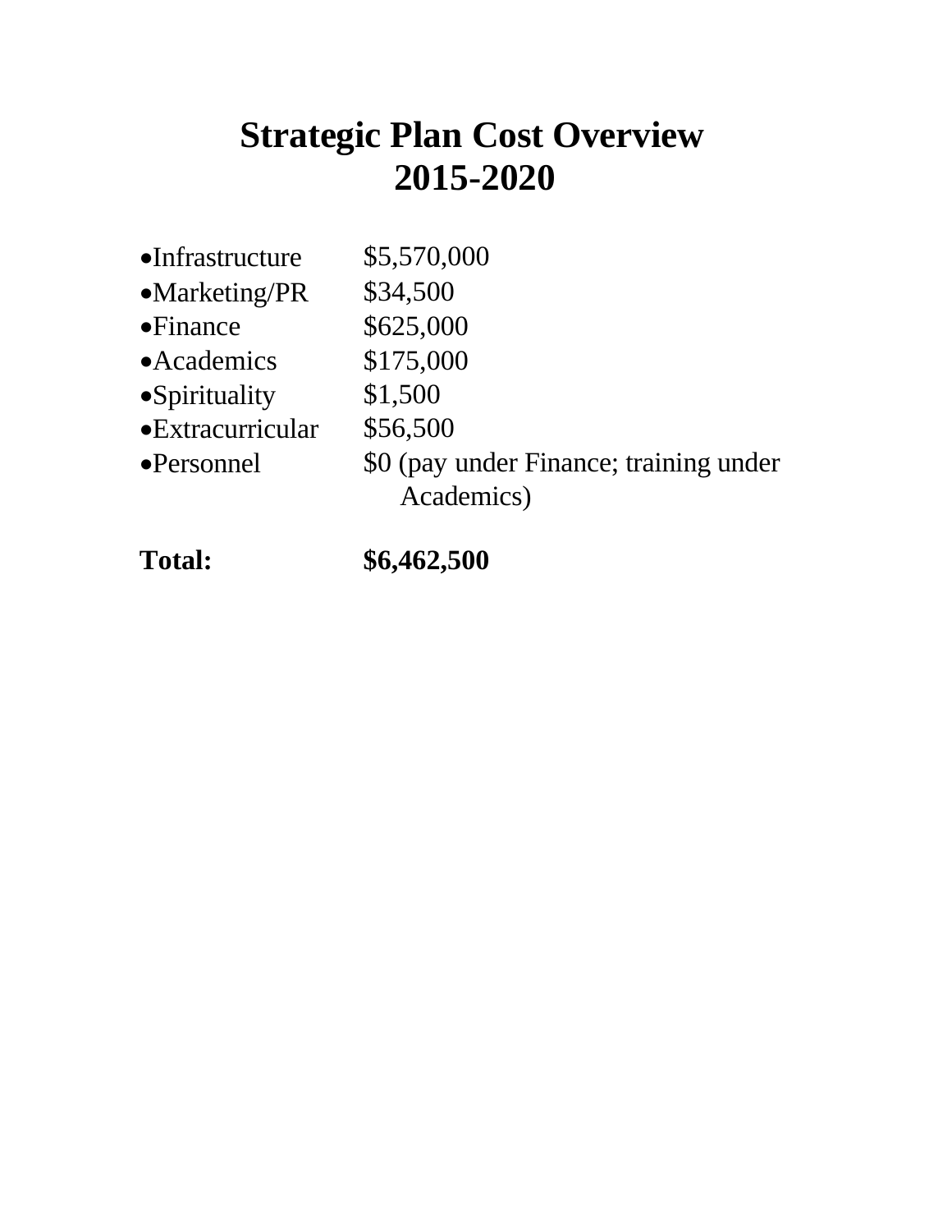# Strategic Plan Cost Overview
# 2015-2020

| | |
|---|---|
| •Infrastructure | $5,570,000 |
| •Marketing/PR | $34,500 |
| •Finance | $625,000 |
| •Academics | $175,000 |
| •Spirituality | $1,500 |
| •Extracurricular | $56,500 |
| •Personnel | $0 (pay under Finance; training under Academics) |
| **Total:** | **$6,462,500** |